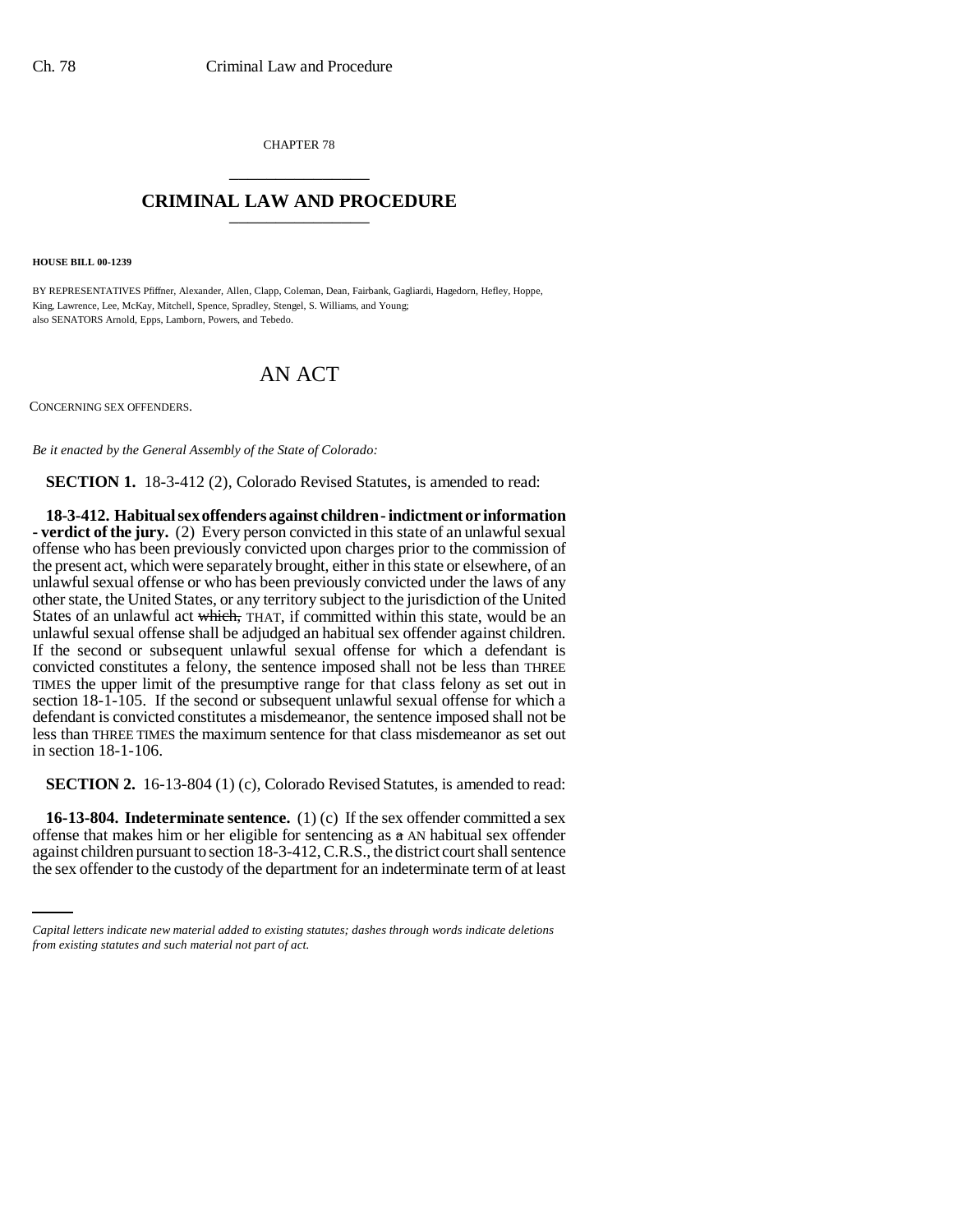CHAPTER 78

\_\_\_\_\_\_\_\_\_\_\_\_\_\_\_

## CRIMINAL LAW AND PROCEDURE

\_\_\_\_\_\_\_\_\_\_\_\_\_\_\_

**HOUSE BILL 00-1239**

BY REPRESENTATIVES Pfiffner, Alexander, Allen, Clapp, Coleman, Dean, Fairbank, Gagliardi, Hagedorn, Hefley, Hoppe, King, Lawrence, Lee, McKay, Mitchell, Spence, Spradley, Stengel, S. Williams, and Young;
also SENATORS Arnold, Epps, Lamborn, Powers, and Tebedo.

# AN ACT

CONCERNING SEX OFFENDERS.

*Be it enacted by the General Assembly of the State of Colorado:*

**SECTION 1.** 18-3-412 (2), Colorado Revised Statutes, is amended to read:

**18-3-412. Habitual sex offenders against children - indictment or information - verdict of the jury.** (2) Every person convicted in this state of an unlawful sexual offense who has been previously convicted upon charges prior to the commission of the present act, which were separately brought, either in this state or elsewhere, of an unlawful sexual offense or who has been previously convicted under the laws of any other state, the United States, or any territory subject to the jurisdiction of the United States of an unlawful act ~~which,~~ THAT, if committed within this state, would be an unlawful sexual offense shall be adjudged an habitual sex offender against children. If the second or subsequent unlawful sexual offense for which a defendant is convicted constitutes a felony, the sentence imposed shall not be less than THREE TIMES the upper limit of the presumptive range for that class felony as set out in section 18-1-105. If the second or subsequent unlawful sexual offense for which a defendant is convicted constitutes a misdemeanor, the sentence imposed shall not be less than THREE TIMES the maximum sentence for that class misdemeanor as set out in section 18-1-106.

**SECTION 2.** 16-13-804 (1) (c), Colorado Revised Statutes, is amended to read:

**16-13-804. Indeterminate sentence.** (1) (c) If the sex offender committed a sex offense that makes him or her eligible for sentencing as ~~a~~ AN habitual sex offender against children pursuant to section 18-3-412, C.R.S., the district court shall sentence the sex offender to the custody of the department for an indeterminate term of at least

*Capital letters indicate new material added to existing statutes; dashes through words indicate deletions from existing statutes and such material not part of act.*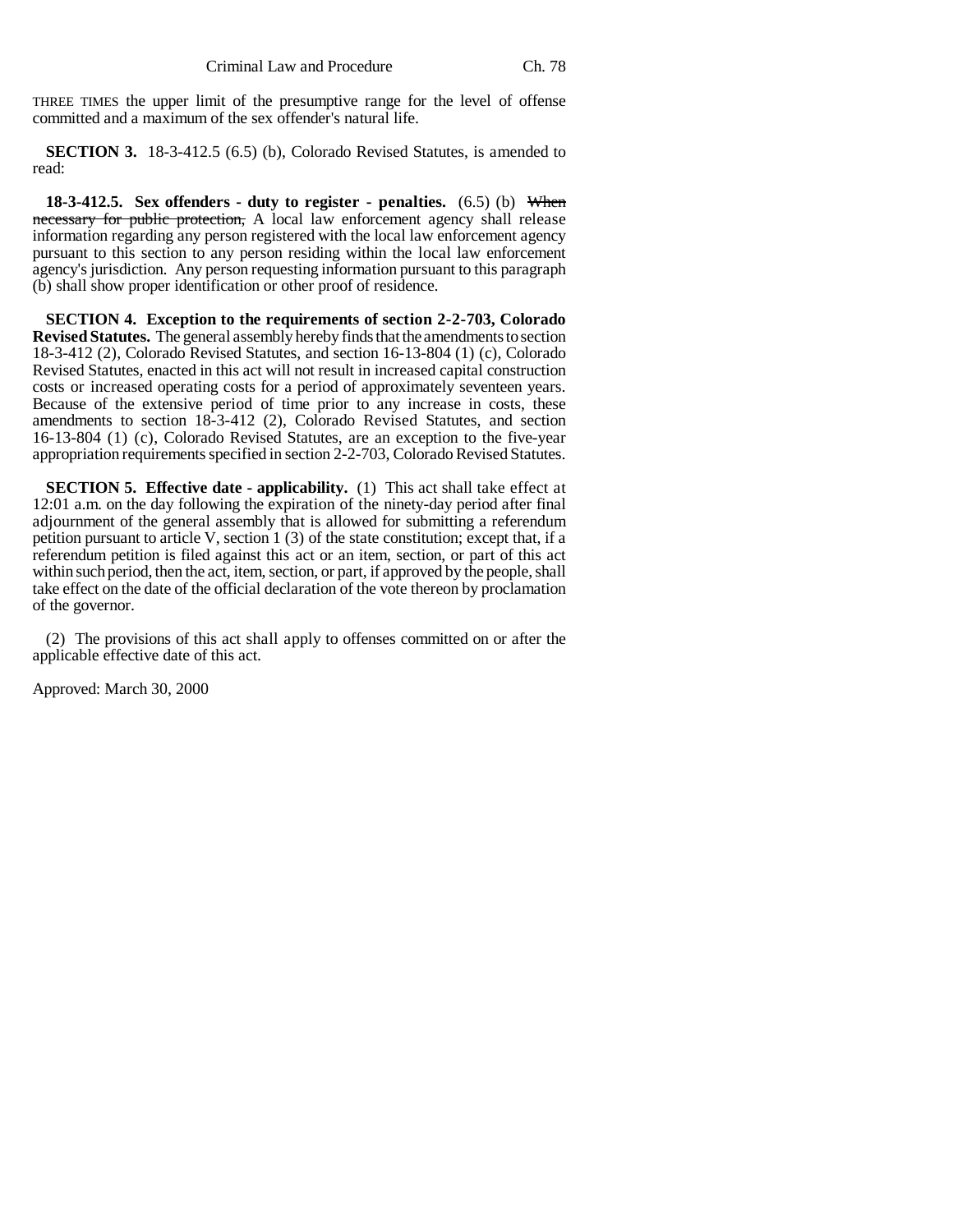THREE TIMES the upper limit of the presumptive range for the level of offense committed and a maximum of the sex offender's natural life.

**SECTION 3.** 18-3-412.5 (6.5) (b), Colorado Revised Statutes, is amended to read:

**18-3-412.5. Sex offenders - duty to register - penalties.** (6.5) (b) ~~When necessary for public protection,~~ A local law enforcement agency shall release information regarding any person registered with the local law enforcement agency pursuant to this section to any person residing within the local law enforcement agency's jurisdiction. Any person requesting information pursuant to this paragraph (b) shall show proper identification or other proof of residence.

**SECTION 4. Exception to the requirements of section 2-2-703, Colorado Revised Statutes.** The general assembly hereby finds that the amendments to section 18-3-412 (2), Colorado Revised Statutes, and section 16-13-804 (1) (c), Colorado Revised Statutes, enacted in this act will not result in increased capital construction costs or increased operating costs for a period of approximately seventeen years. Because of the extensive period of time prior to any increase in costs, these amendments to section 18-3-412 (2), Colorado Revised Statutes, and section 16-13-804 (1) (c), Colorado Revised Statutes, are an exception to the five-year appropriation requirements specified in section 2-2-703, Colorado Revised Statutes.

**SECTION 5. Effective date - applicability.** (1) This act shall take effect at 12:01 a.m. on the day following the expiration of the ninety-day period after final adjournment of the general assembly that is allowed for submitting a referendum petition pursuant to article V, section 1 (3) of the state constitution; except that, if a referendum petition is filed against this act or an item, section, or part of this act within such period, then the act, item, section, or part, if approved by the people, shall take effect on the date of the official declaration of the vote thereon by proclamation of the governor.

(2) The provisions of this act shall apply to offenses committed on or after the applicable effective date of this act.

Approved: March 30, 2000